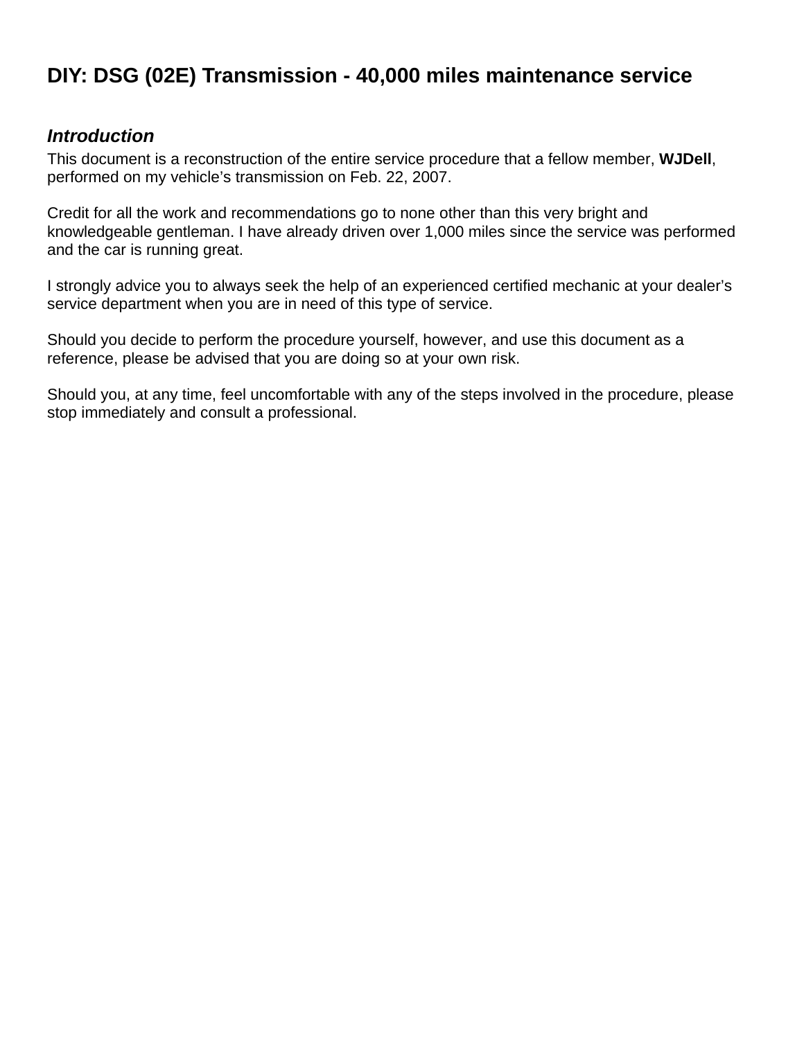# DIY: DSG (02E) Transmission - 40,000 miles maintenance service

## *Introduction*

This document is a reconstruction of the entire service procedure that a fellow member, **WJDell**, performed on my vehicle's transmission on Feb. 22, 2007.

Credit for all the work and recommendations go to none other than this very bright and knowledgeable gentleman. I have already driven over 1,000 miles since the service was performed and the car is running great.

I strongly advice you to always seek the help of an experienced certified mechanic at your dealer's service department when you are in need of this type of service.

Should you decide to perform the procedure yourself, however, and use this document as a reference, please be advised that you are doing so at your own risk.

Should you, at any time, feel uncomfortable with any of the steps involved in the procedure, please stop immediately and consult a professional.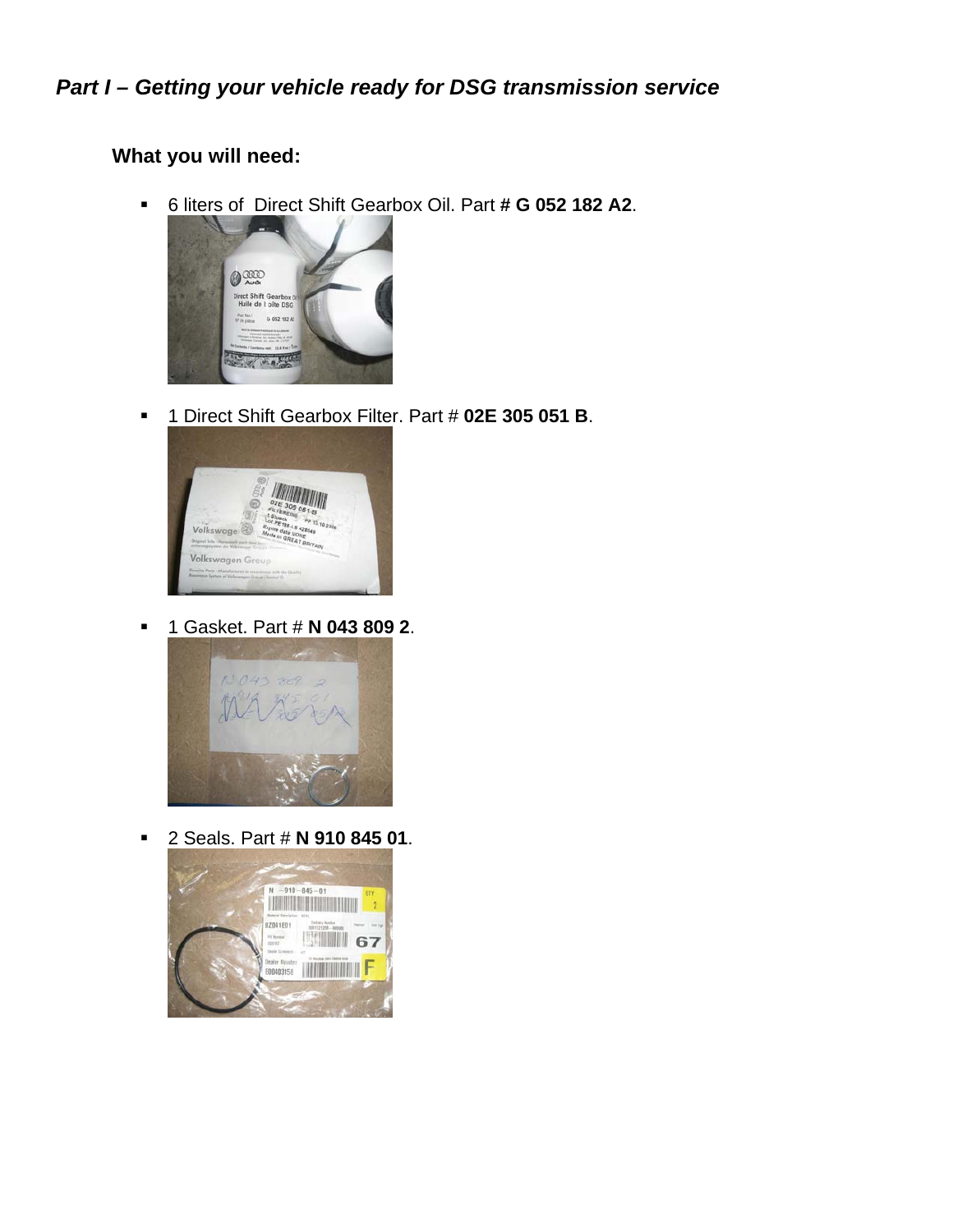## *Part I – Getting your vehicle ready for DSG transmission service*

### What you will need:

- 6 liters of  Direct Shift Gearbox Oil. Part **# G 052 182 A2**.
- 1 Direct Shift Gearbox Filter. Part # **02E 305 051 B**.
- 1 Gasket. Part # **N 043 809 2**.
- 2 Seals. Part # **N 910 845 01**.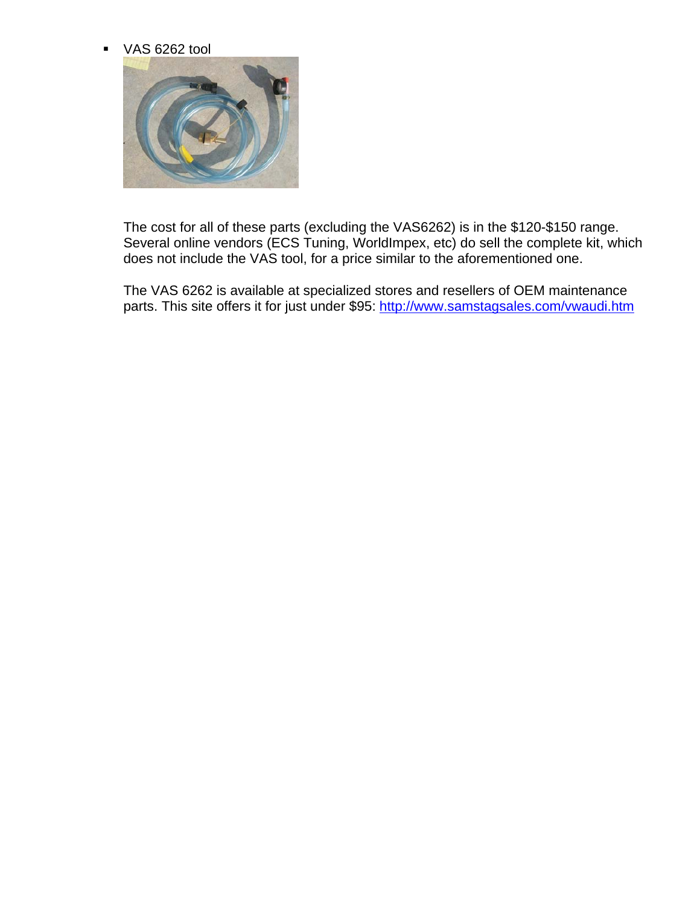- VAS 6262 tool

The cost for all of these parts (excluding the VAS6262) is in the $120-$150 range. Several online vendors (ECS Tuning, WorldImpex, etc) do sell the complete kit, which does not include the VAS tool, for a price similar to the aforementioned one.

The VAS 6262 is available at specialized stores and resellers of OEM maintenance parts. This site offers it for just under $95: [http://www.samstagsales.com/vwaudi.htm](http://www.samstagsales.com/vwaudi.htm)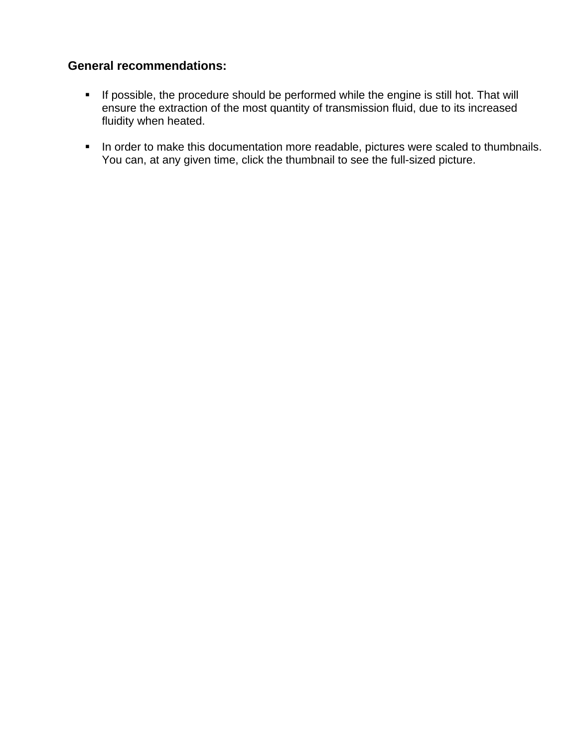**General recommendations:**

- If possible, the procedure should be performed while the engine is still hot. That will ensure the extraction of the most quantity of transmission fluid, due to its increased fluidity when heated.

- In order to make this documentation more readable, pictures were scaled to thumbnails. You can, at any given time, click the thumbnail to see the full-sized picture.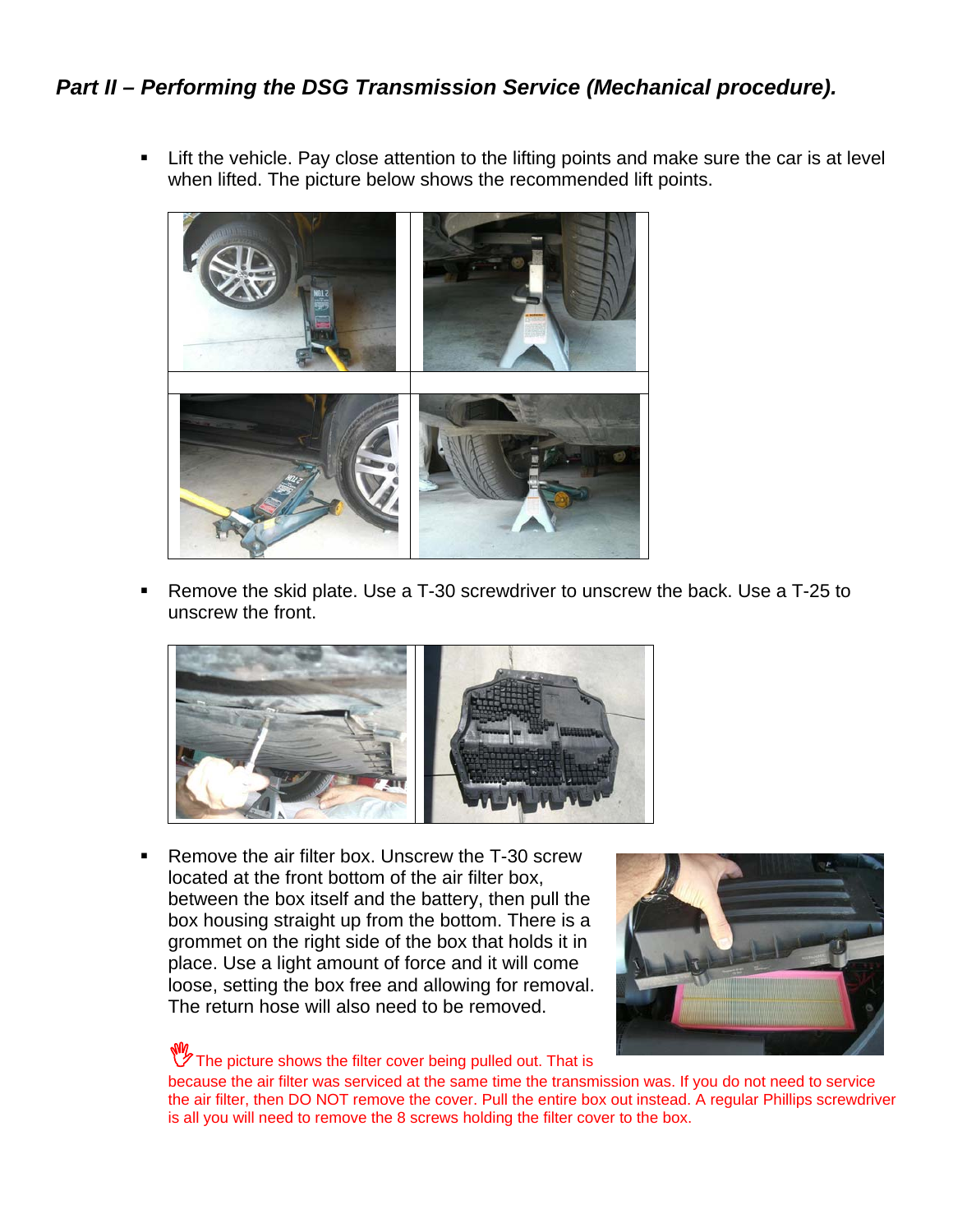## *Part II – Performing the DSG Transmission Service (Mechanical procedure).*

- Lift the vehicle. Pay close attention to the lifting points and make sure the car is at level when lifted. The picture below shows the recommended lift points.

- Remove the skid plate. Use a T-30 screwdriver to unscrew the back. Use a T-25 to unscrew the front.

- Remove the air filter box. Unscrew the T-30 screw located at the front bottom of the air filter box, between the box itself and the battery, then pull the box housing straight up from the bottom. There is a grommet on the right side of the box that holds it in place. Use a light amount of force and it will come loose, setting the box free and allowing for removal. The return hose will also need to be removed.

The picture shows the filter cover being pulled out. That is because the air filter was serviced at the same time the transmission was. If you do not need to service the air filter, then DO NOT remove the cover. Pull the entire box out instead. A regular Phillips screwdriver is all you will need to remove the 8 screws holding the filter cover to the box.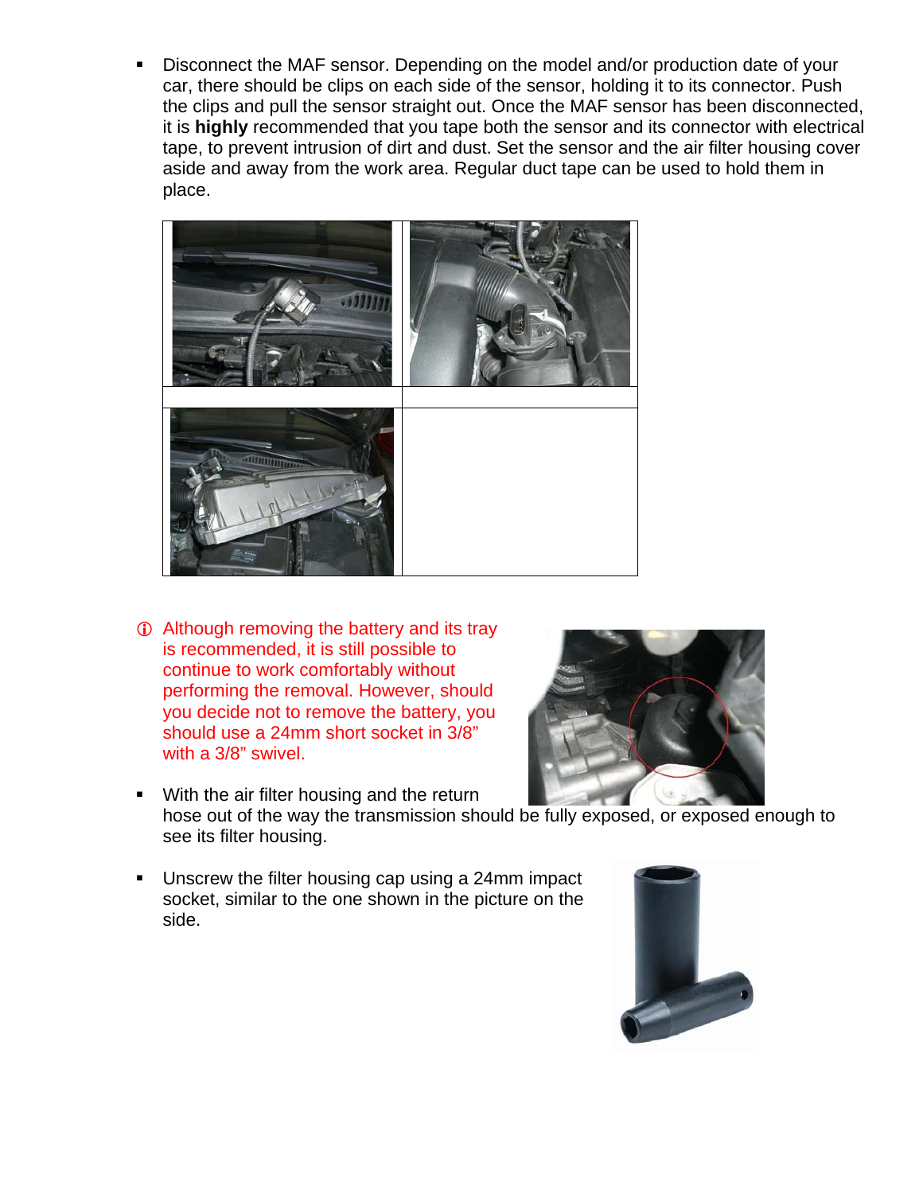- Disconnect the MAF sensor. Depending on the model and/or production date of your car, there should be clips on each side of the sensor, holding it to its connector. Push the clips and pull the sensor straight out. Once the MAF sensor has been disconnected, it is **highly** recommended that you tape both the sensor and its connector with electrical tape, to prevent intrusion of dirt and dust. Set the sensor and the air filter housing cover aside and away from the work area. Regular duct tape can be used to hold them in place.

ⓘ Although removing the battery and its tray is recommended, it is still possible to continue to work comfortably without performing the removal. However, should you decide not to remove the battery, you should use a 24mm short socket in 3/8" with a 3/8" swivel.

- With the air filter housing and the return hose out of the way the transmission should be fully exposed, or exposed enough to see its filter housing.

- Unscrew the filter housing cap using a 24mm impact socket, similar to the one shown in the picture on the side.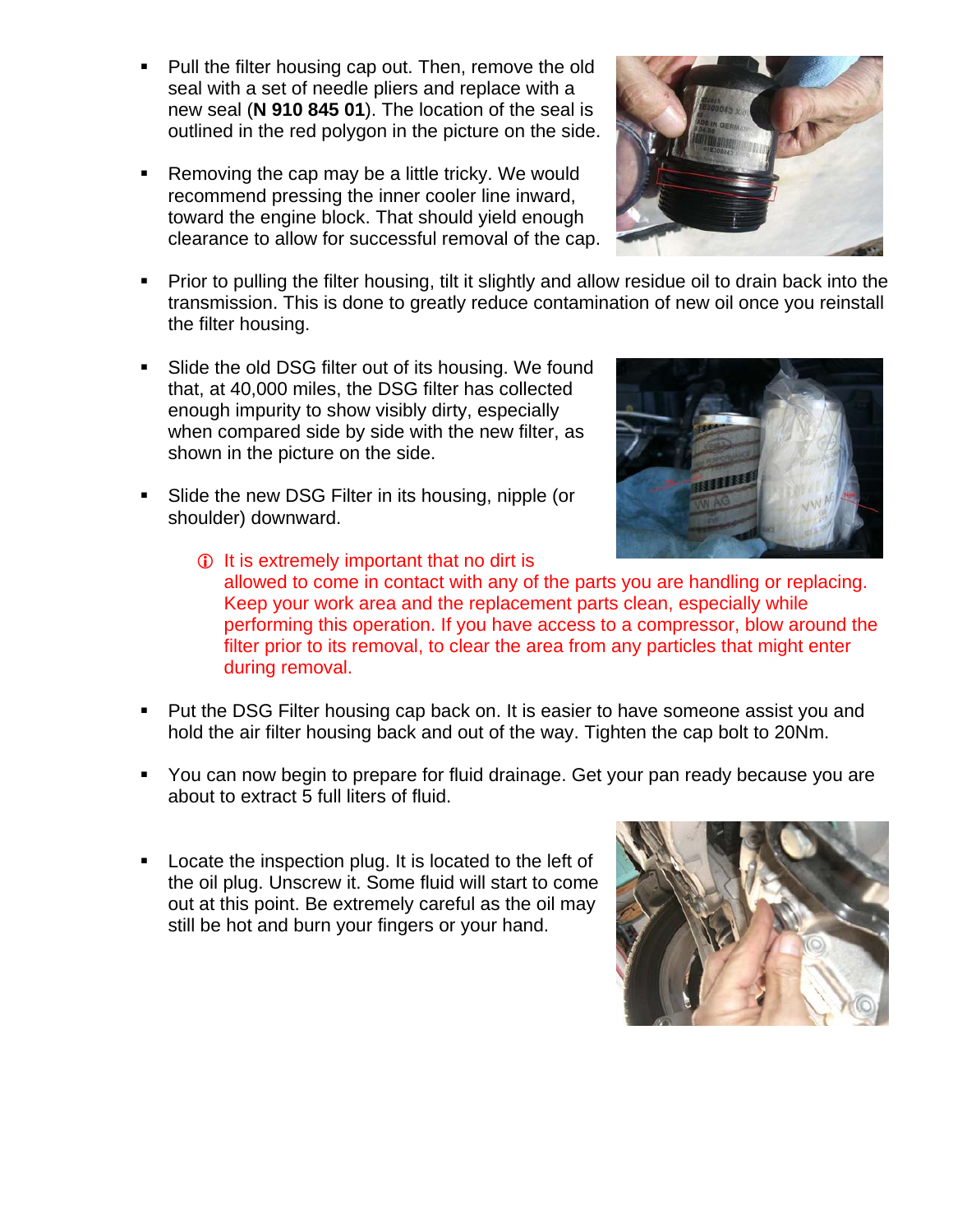- Pull the filter housing cap out. Then, remove the old seal with a set of needle pliers and replace with a new seal (**N 910 845 01**). The location of the seal is outlined in the red polygon in the picture on the side.

- Removing the cap may be a little tricky. We would recommend pressing the inner cooler line inward, toward the engine block. That should yield enough clearance to allow for successful removal of the cap.

- Prior to pulling the filter housing, tilt it slightly and allow residue oil to drain back into the transmission. This is done to greatly reduce contamination of new oil once you reinstall the filter housing.

- Slide the old DSG filter out of its housing. We found that, at 40,000 miles, the DSG filter has collected enough impurity to show visibly dirty, especially when compared side by side with the new filter, as shown in the picture on the side.

- Slide the new DSG Filter in its housing, nipple (or shoulder) downward.

  ⓘ It is extremely important that no dirt is allowed to come in contact with any of the parts you are handling or replacing. Keep your work area and the replacement parts clean, especially while performing this operation. If you have access to a compressor, blow around the filter prior to its removal, to clear the area from any particles that might enter during removal.

- Put the DSG Filter housing cap back on. It is easier to have someone assist you and hold the air filter housing back and out of the way. Tighten the cap bolt to 20Nm.

- You can now begin to prepare for fluid drainage. Get your pan ready because you are about to extract 5 full liters of fluid.

- Locate the inspection plug. It is located to the left of the oil plug. Unscrew it. Some fluid will start to come out at this point. Be extremely careful as the oil may still be hot and burn your fingers or your hand.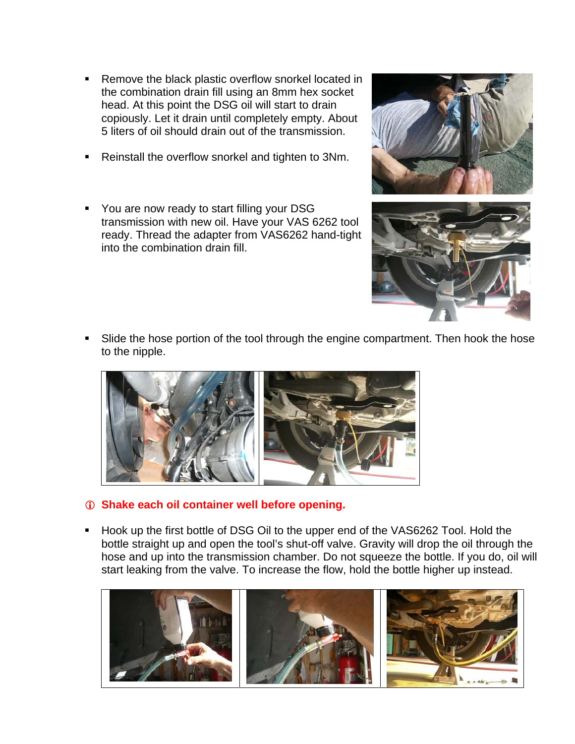- Remove the black plastic overflow snorkel located in the combination drain fill using an 8mm hex socket head. At this point the DSG oil will start to drain copiously. Let it drain until completely empty. About 5 liters of oil should drain out of the transmission.

- Reinstall the overflow snorkel and tighten to 3Nm.

- You are now ready to start filling your DSG transmission with new oil. Have your VAS 6262 tool ready. Thread the adapter from VAS6262 hand-tight into the combination drain fill.

- Slide the hose portion of the tool through the engine compartment. Then hook the hose to the nipple.

ⓘ **Shake each oil container well before opening.**

- Hook up the first bottle of DSG Oil to the upper end of the VAS6262 Tool. Hold the bottle straight up and open the tool's shut-off valve. Gravity will drop the oil through the hose and up into the transmission chamber. Do not squeeze the bottle. If you do, oil will start leaking from the valve. To increase the flow, hold the bottle higher up instead.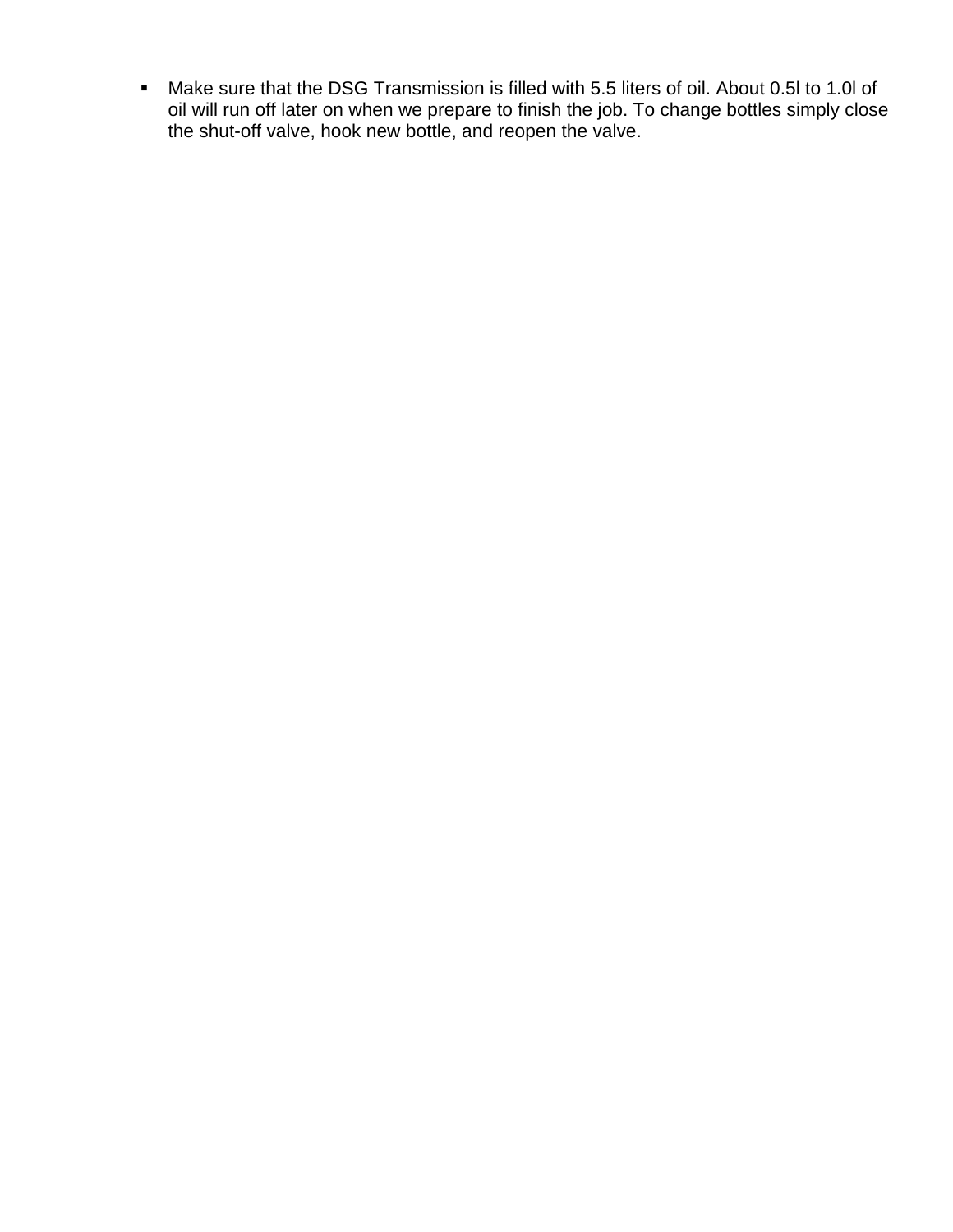- Make sure that the DSG Transmission is filled with 5.5 liters of oil. About 0.5l to 1.0l of oil will run off later on when we prepare to finish the job. To change bottles simply close the shut-off valve, hook new bottle, and reopen the valve.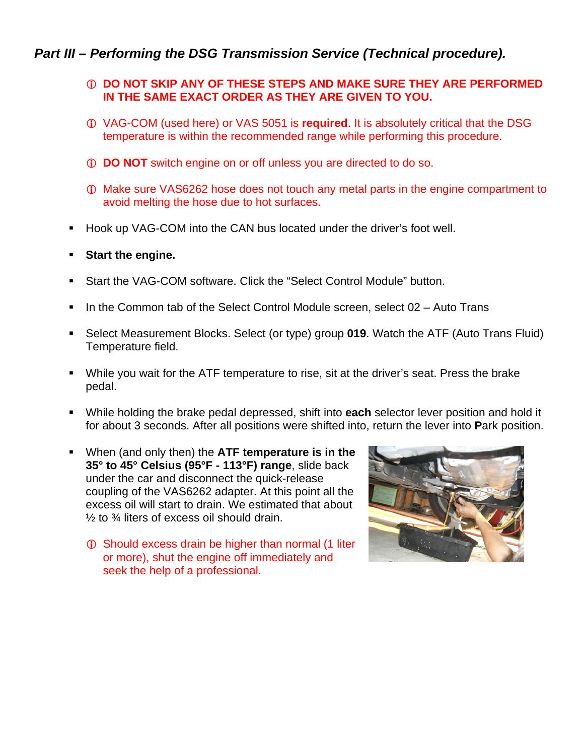## *Part III – Performing the DSG Transmission Service (Technical procedure).*

> ⓘ **DO NOT SKIP ANY OF THESE STEPS AND MAKE SURE THEY ARE PERFORMED IN THE SAME EXACT ORDER AS THEY ARE GIVEN TO YOU.**

> ⓘ VAG-COM (used here) or VAS 5051 is **required**. It is absolutely critical that the DSG temperature is within the recommended range while performing this procedure.

> ⓘ **DO NOT** switch engine on or off unless you are directed to do so.

> ⓘ Make sure VAS6262 hose does not touch any metal parts in the engine compartment to avoid melting the hose due to hot surfaces.

- Hook up VAG-COM into the CAN bus located under the driver's foot well.
- **Start the engine.**
- Start the VAG-COM software. Click the "Select Control Module" button.
- In the Common tab of the Select Control Module screen, select 02 – Auto Trans
- Select Measurement Blocks. Select (or type) group **019**. Watch the ATF (Auto Trans Fluid) Temperature field.
- While you wait for the ATF temperature to rise, sit at the driver's seat. Press the brake pedal.
- While holding the brake pedal depressed, shift into **each** selector lever position and hold it for about 3 seconds. After all positions were shifted into, return the lever into **P**ark position.
- When (and only then) the **ATF temperature is in the 35° to 45° Celsius (95°F - 113°F) range**, slide back under the car and disconnect the quick-release coupling of the VAS6262 adapter. At this point all the excess oil will start to drain. We estimated that about ½ to ¾ liters of excess oil should drain.

> ⓘ Should excess drain be higher than normal (1 liter or more), shut the engine off immediately and seek the help of a professional.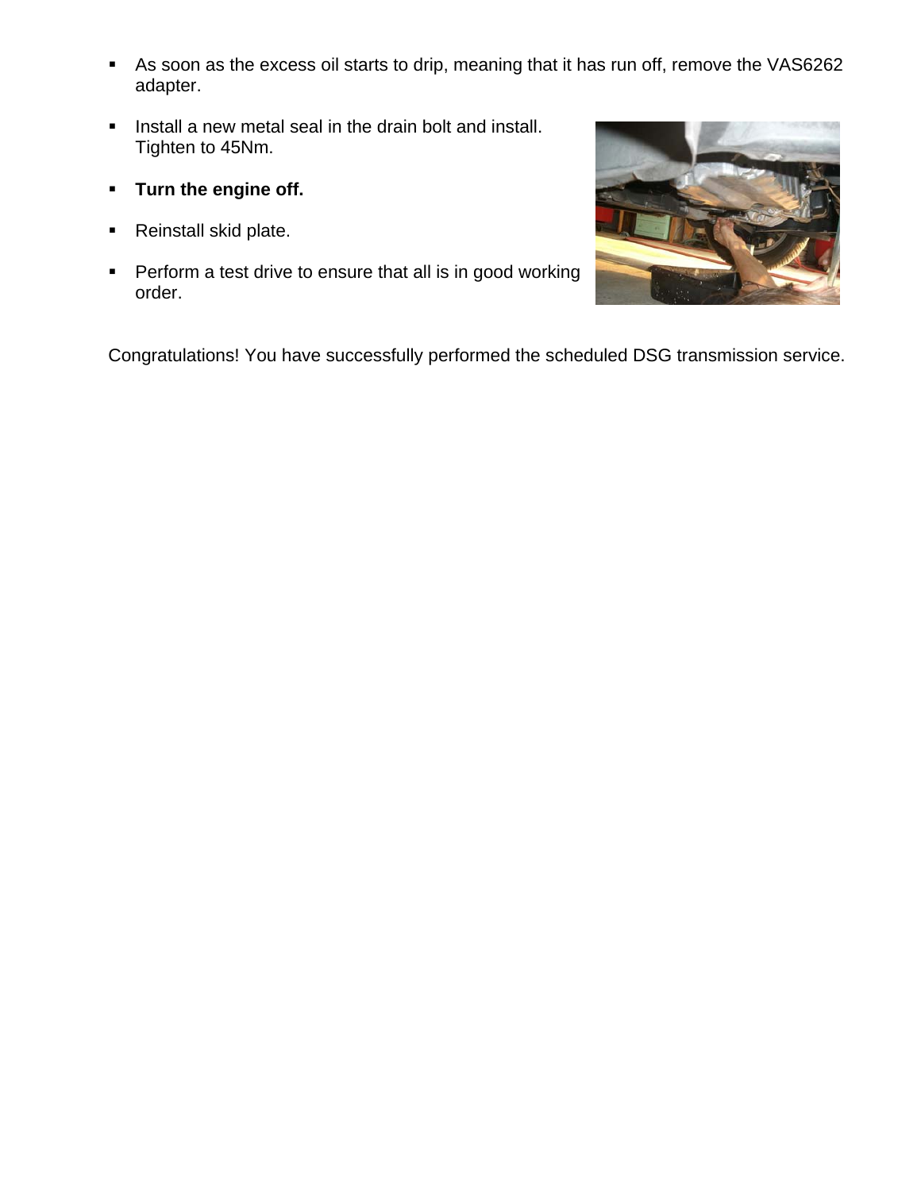- As soon as the excess oil starts to drip, meaning that it has run off, remove the VAS6262 adapter.
- Install a new metal seal in the drain bolt and install. Tighten to 45Nm.
- **Turn the engine off.**
- Reinstall skid plate.
- Perform a test drive to ensure that all is in good working order.

Congratulations! You have successfully performed the scheduled DSG transmission service.